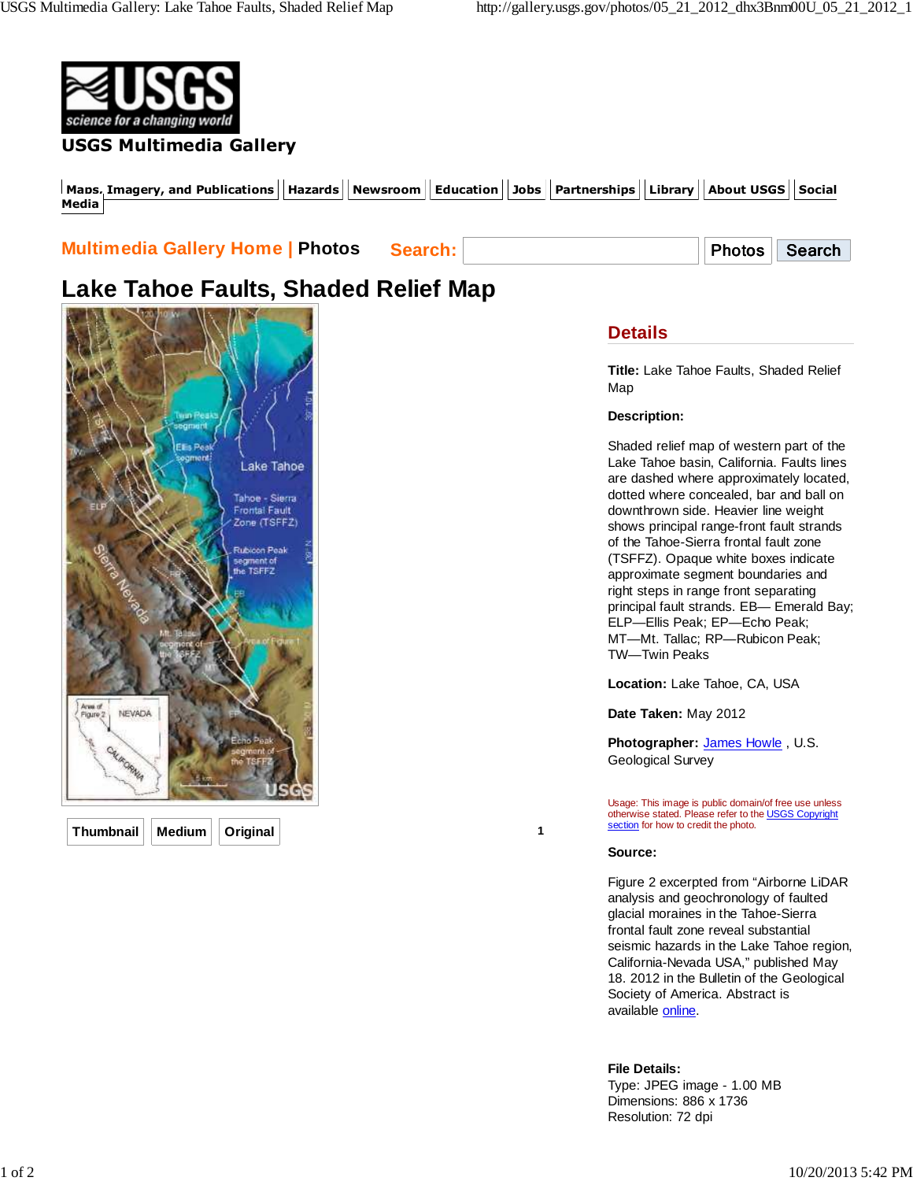USGS science for a changing world

**USGS Multimedia Gallery**

Maps, Imagery, and Publications | Hazards | Newsroom | Education | Jobs | Partnerships | Library | About USGS | Social Media

Multimedia Gallery Home | Photos    Search: Photos Search

# Lake Tahoe Faults, Shaded Relief Map

Thumbnail | Medium | Original

1

## Details

**Title:** Lake Tahoe Faults, Shaded Relief Map

**Description:**

Shaded relief map of western part of the Lake Tahoe basin, California. Faults lines are dashed where approximately located, dotted where concealed, bar and ball on downthrown side. Heavier line weight shows principal range-front fault strands of the Tahoe-Sierra frontal fault zone (TSFFZ). Opaque white boxes indicate approximate segment boundaries and right steps in range front separating principal fault strands. EB— Emerald Bay; ELP—Ellis Peak; EP—Echo Peak; MT—Mt. Tallac; RP—Rubicon Peak; TW—Twin Peaks

**Location:** Lake Tahoe, CA, USA

**Date Taken:** May 2012

**Photographer:** James Howle , U.S. Geological Survey

Usage: This image is public domain/of free use unless otherwise stated. Please refer to the USGS Copyright section for how to credit the photo.

**Source:**

Figure 2 excerpted from "Airborne LiDAR analysis and geochronology of faulted glacial moraines in the Tahoe-Sierra frontal fault zone reveal substantial seismic hazards in the Lake Tahoe region, California-Nevada USA," published May 18. 2012 in the Bulletin of the Geological Society of America. Abstract is available online.

**File Details:**
Type: JPEG image - 1.00 MB
Dimensions: 886 x 1736
Resolution: 72 dpi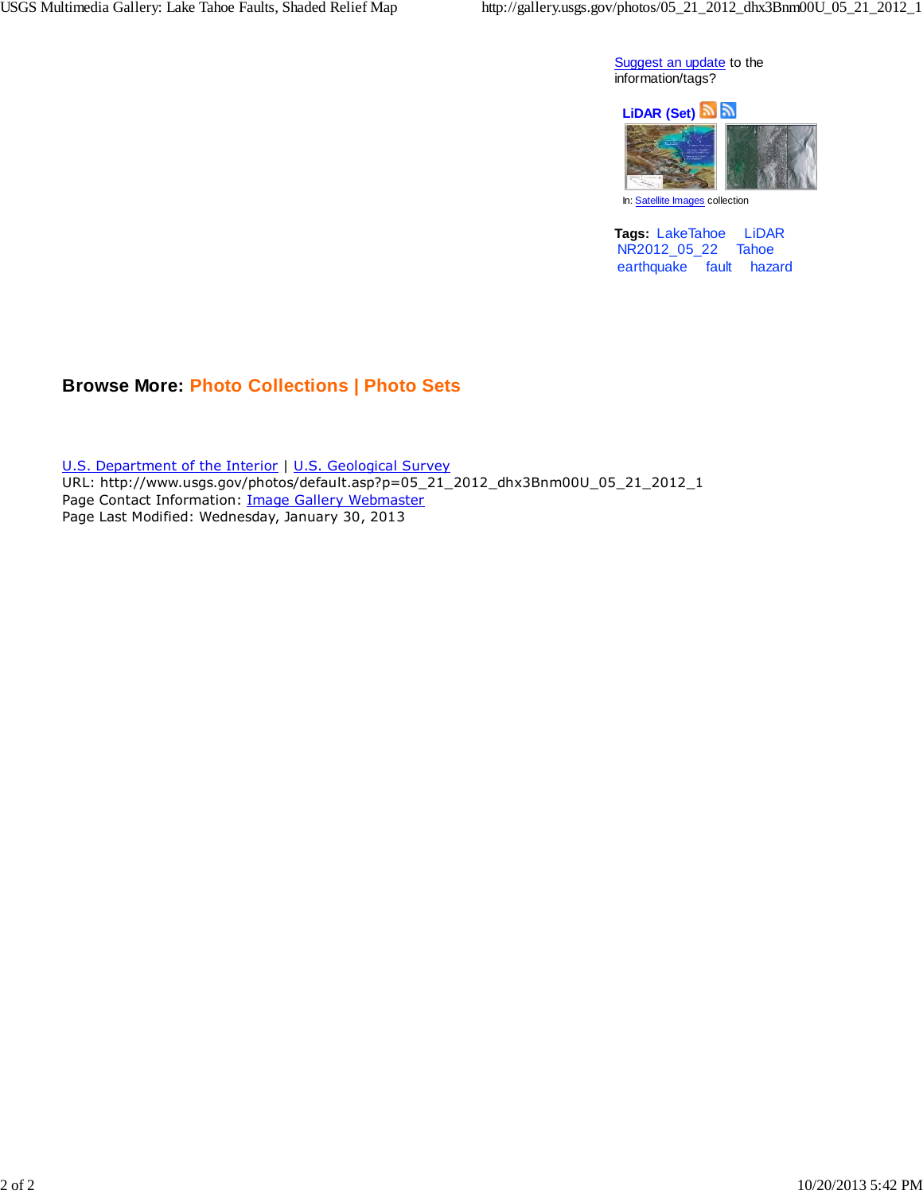Suggest an update to the information/tags?

**LiDAR (Set)**

In: Satellite Images collection

**Tags:** LakeTahoe LiDAR NR2012_05_22 Tahoe earthquake fault hazard

## Browse More: Photo Collections | Photo Sets

U.S. Department of the Interior | U.S. Geological Survey
URL: http://www.usgs.gov/photos/default.asp?p=05_21_2012_dhx3Bnm00U_05_21_2012_1
Page Contact Information: Image Gallery Webmaster
Page Last Modified: Wednesday, January 30, 2013